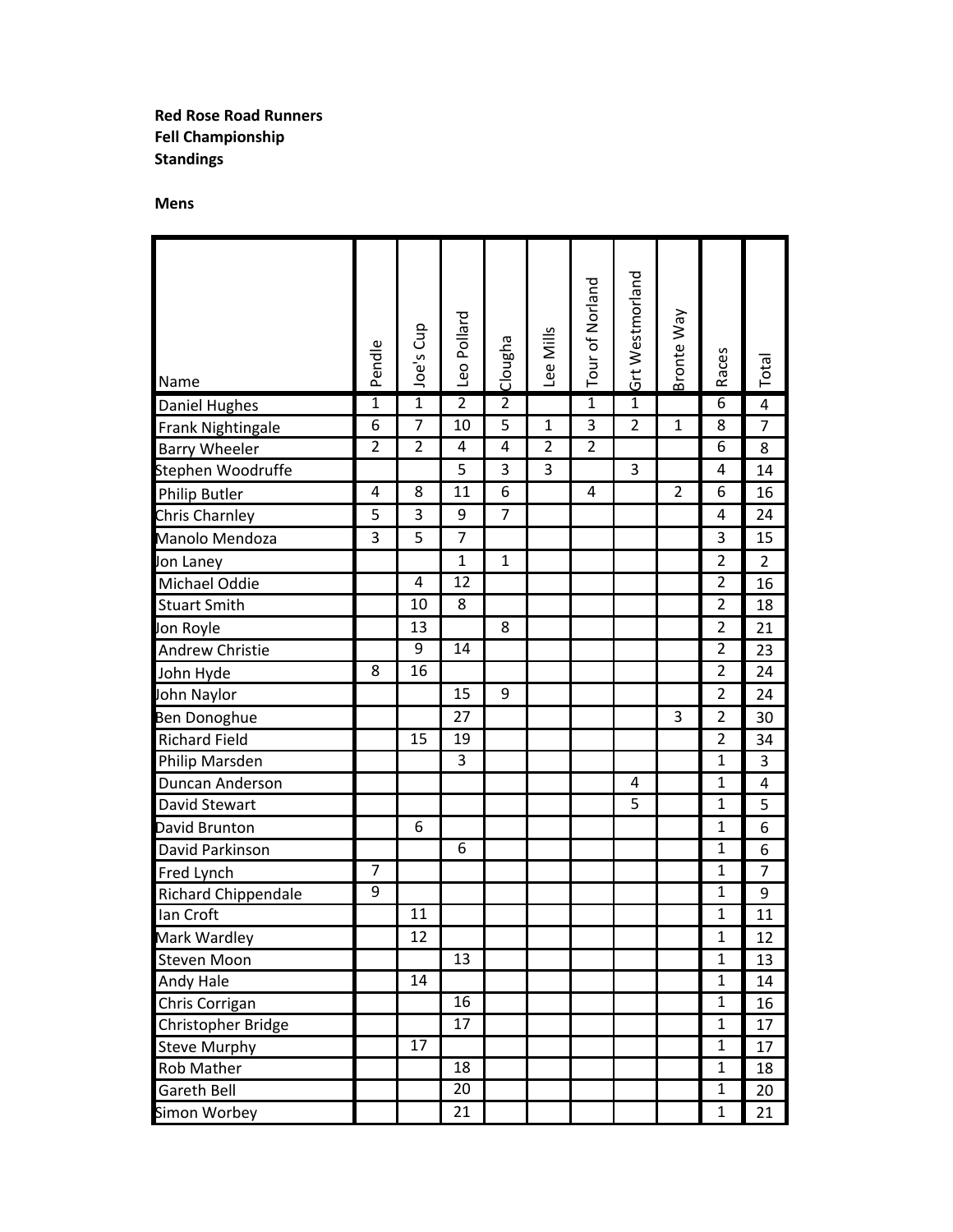**Red Rose Road Runners**
**Fell Championship**
**Standings**

**Mens**

| Name | Pendle | Joe's Cup | Leo Pollard | Clougha | Lee Mills | Tour of Norland | Grt Westmorland | Bronte Way | Races | Total |
|---|---|---|---|---|---|---|---|---|---|---|
| Daniel Hughes | 1 | 1 | 2 | 2 | | 1 | 1 | | 6 | 4 |
| Frank Nightingale | 6 | 7 | 10 | 5 | 1 | 3 | 2 | 1 | 8 | 7 |
| Barry Wheeler | 2 | 2 | 4 | 4 | 2 | 2 | | | 6 | 8 |
| Stephen Woodruffe | | | 5 | 3 | 3 | | 3 | | 4 | 14 |
| Philip Butler | 4 | 8 | 11 | 6 | | 4 | | 2 | 6 | 16 |
| Chris Charnley | 5 | 3 | 9 | 7 | | | | | 4 | 24 |
| Manolo Mendoza | 3 | 5 | 7 | | | | | | 3 | 15 |
| Jon Laney | | | 1 | 1 | | | | | 2 | 2 |
| Michael Oddie | | 4 | 12 | | | | | | 2 | 16 |
| Stuart Smith | | 10 | 8 | | | | | | 2 | 18 |
| Jon Royle | | 13 | | 8 | | | | | 2 | 21 |
| Andrew Christie | | 9 | 14 | | | | | | 2 | 23 |
| John Hyde | 8 | 16 | | | | | | | 2 | 24 |
| John Naylor | | | 15 | 9 | | | | | 2 | 24 |
| Ben Donoghue | | | 27 | | | | | 3 | 2 | 30 |
| Richard Field | | 15 | 19 | | | | | | 2 | 34 |
| Philip Marsden | | | 3 | | | | | | 1 | 3 |
| Duncan Anderson | | | | | | | 4 | | 1 | 4 |
| David Stewart | | | | | | | 5 | | 1 | 5 |
| David Brunton | | 6 | | | | | | | 1 | 6 |
| David Parkinson | | | 6 | | | | | | 1 | 6 |
| Fred Lynch | 7 | | | | | | | | 1 | 7 |
| Richard Chippendale | 9 | | | | | | | | 1 | 9 |
| Ian Croft | | 11 | | | | | | | 1 | 11 |
| Mark Wardley | | 12 | | | | | | | 1 | 12 |
| Steven Moon | | | 13 | | | | | | 1 | 13 |
| Andy Hale | | 14 | | | | | | | 1 | 14 |
| Chris Corrigan | | | 16 | | | | | | 1 | 16 |
| Christopher Bridge | | | 17 | | | | | | 1 | 17 |
| Steve Murphy | | 17 | | | | | | | 1 | 17 |
| Rob Mather | | | 18 | | | | | | 1 | 18 |
| Gareth Bell | | | 20 | | | | | | 1 | 20 |
| Simon Worbey | | | 21 | | | | | | 1 | 21 |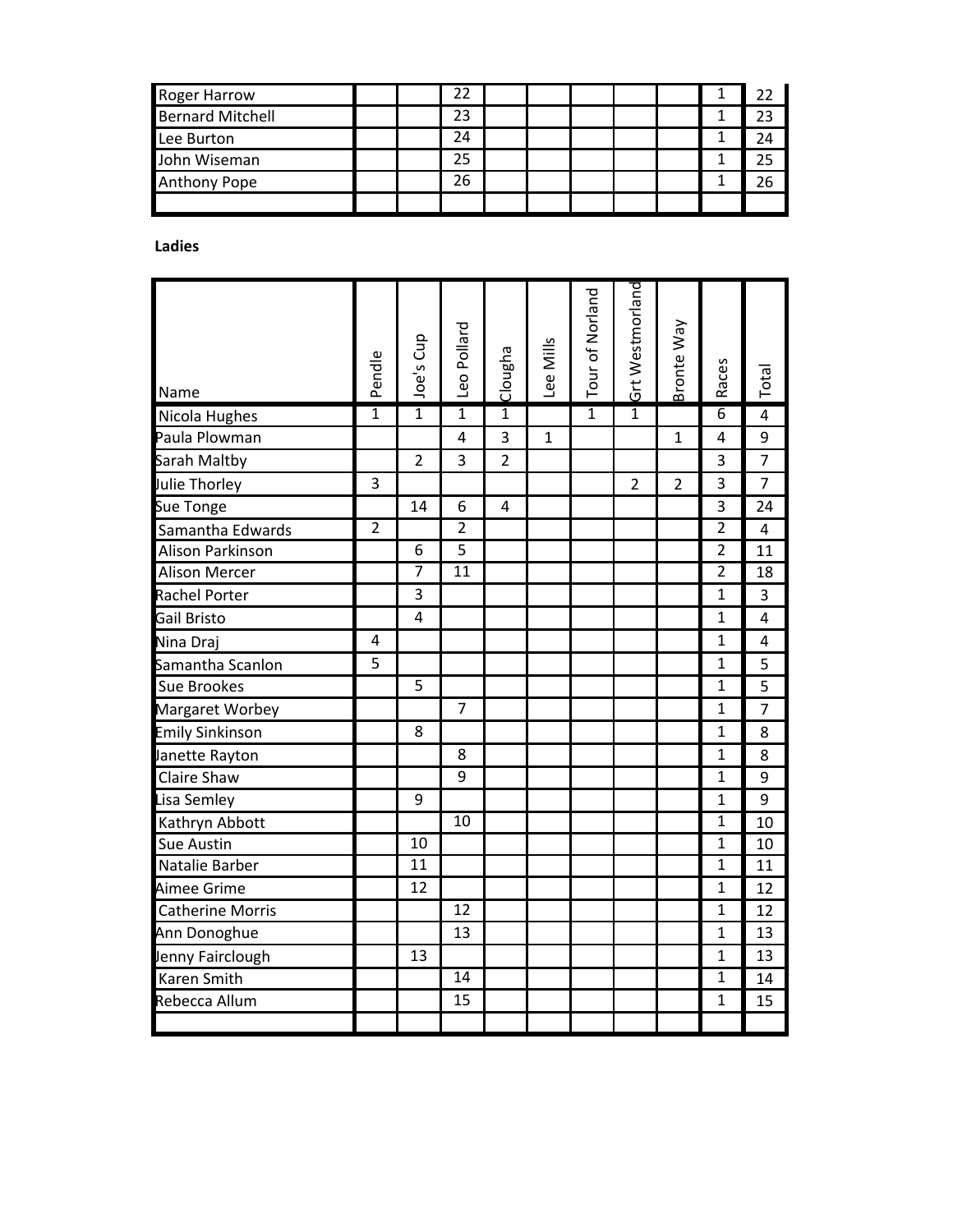| | | | | | | | | | | |
|---|---|---|---|---|---|---|---|---|---|---|
| Roger Harrow | | | 22 | | | | | | 1 | 22 |
| Bernard Mitchell | | | 23 | | | | | | 1 | 23 |
| Lee Burton | | | 24 | | | | | | 1 | 24 |
| John Wiseman | | | 25 | | | | | | 1 | 25 |
| Anthony Pope | | | 26 | | | | | | 1 | 26 |
| | | | | | | | | | | |

**Ladies**

| Name | Pendle | Joe's Cup | Leo Pollard | Clougha | Lee Mills | Tour of Norland | Grt Westmorland | Bronte Way | Races | Total |
|---|---|---|---|---|---|---|---|---|---|---|
| Nicola Hughes | 1 | 1 | 1 | 1 | | 1 | 1 | | 6 | 4 |
| Paula Plowman | | | 4 | 3 | 1 | | | 1 | 4 | 9 |
| Sarah Maltby | | 2 | 3 | 2 | | | | | 3 | 7 |
| Julie Thorley | 3 | | | | | | 2 | 2 | 3 | 7 |
| Sue Tonge | | 14 | 6 | 4 | | | | | 3 | 24 |
| Samantha Edwards | 2 | | 2 | | | | | | 2 | 4 |
| Alison Parkinson | | 6 | 5 | | | | | | 2 | 11 |
| Alison Mercer | | 7 | 11 | | | | | | 2 | 18 |
| Rachel Porter | | 3 | | | | | | | 1 | 3 |
| Gail Bristo | | 4 | | | | | | | 1 | 4 |
| Nina Draj | 4 | | | | | | | | 1 | 4 |
| Samantha Scanlon | 5 | | | | | | | | 1 | 5 |
| Sue Brookes | | 5 | | | | | | | 1 | 5 |
| Margaret Worbey | | | 7 | | | | | | 1 | 7 |
| Emily Sinkinson | | 8 | | | | | | | 1 | 8 |
| Janette Rayton | | | 8 | | | | | | 1 | 8 |
| Claire Shaw | | | 9 | | | | | | 1 | 9 |
| Lisa Semley | | 9 | | | | | | | 1 | 9 |
| Kathryn Abbott | | | 10 | | | | | | 1 | 10 |
| Sue Austin | | 10 | | | | | | | 1 | 10 |
| Natalie Barber | | 11 | | | | | | | 1 | 11 |
| Aimee Grime | | 12 | | | | | | | 1 | 12 |
| Catherine Morris | | | 12 | | | | | | 1 | 12 |
| Ann Donoghue | | | 13 | | | | | | 1 | 13 |
| Jenny Fairclough | | 13 | | | | | | | 1 | 13 |
| Karen Smith | | | 14 | | | | | | 1 | 14 |
| Rebecca Allum | | | 15 | | | | | | 1 | 15 |
| | | | | | | | | | | |